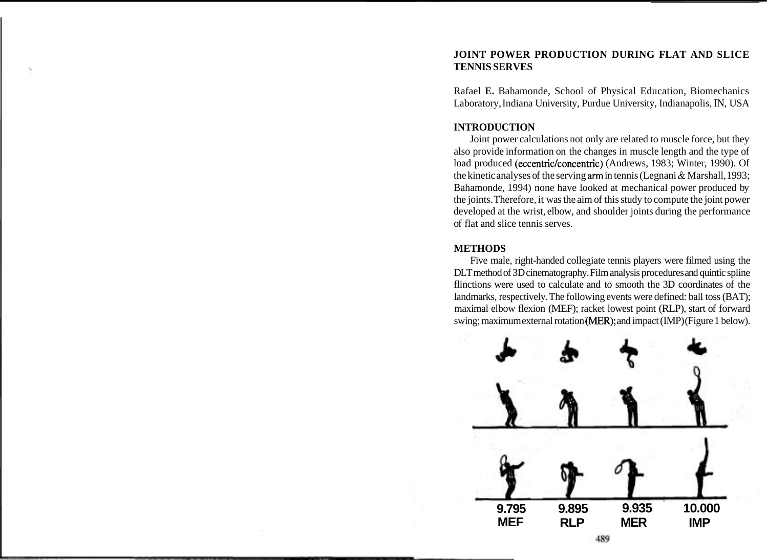# JOINT POWER PRODUCTION DURING FLAT AND SLICE TENNIS SERVES

Rafael **E.** Bahamonde, School of Physical Education, Biomechanics Laboratory, Indiana University, Purdue University, Indianapolis, IN, USA

## INTRODUCTION

Joint power calculations not only are related to muscle force, but they also provide information on the changes in muscle length and the type of load produced (eccentric/concentric) (Andrews, 1983; Winter, 1990). Of the kinetic analyses of the serving arm in tennis (Legnani & Marshall, 1993; Bahamonde, 1994) none have looked at mechanical power produced by the joints. Therefore, it was the aim of this study to compute the joint power developed at the wrist, elbow, and shoulder joints during the performance of flat and slice tennis serves.

## METHODS

Five male, right-handed collegiate tennis players were filmed using the DLT method of 3D cinematography. Film analysis procedures and quintic spline flinctions were used to calculate and to smooth the 3D coordinates of the landmarks, respectively. The following events were defined: ball toss (BAT); maximal elbow flexion (MEF); racket lowest point (RLP), start of forward swing; maximum external rotation (MER); and impact (IMP) (Figure 1 below).

9.795 MEF    9.895 RLP    9.935 MER    10.000 IMP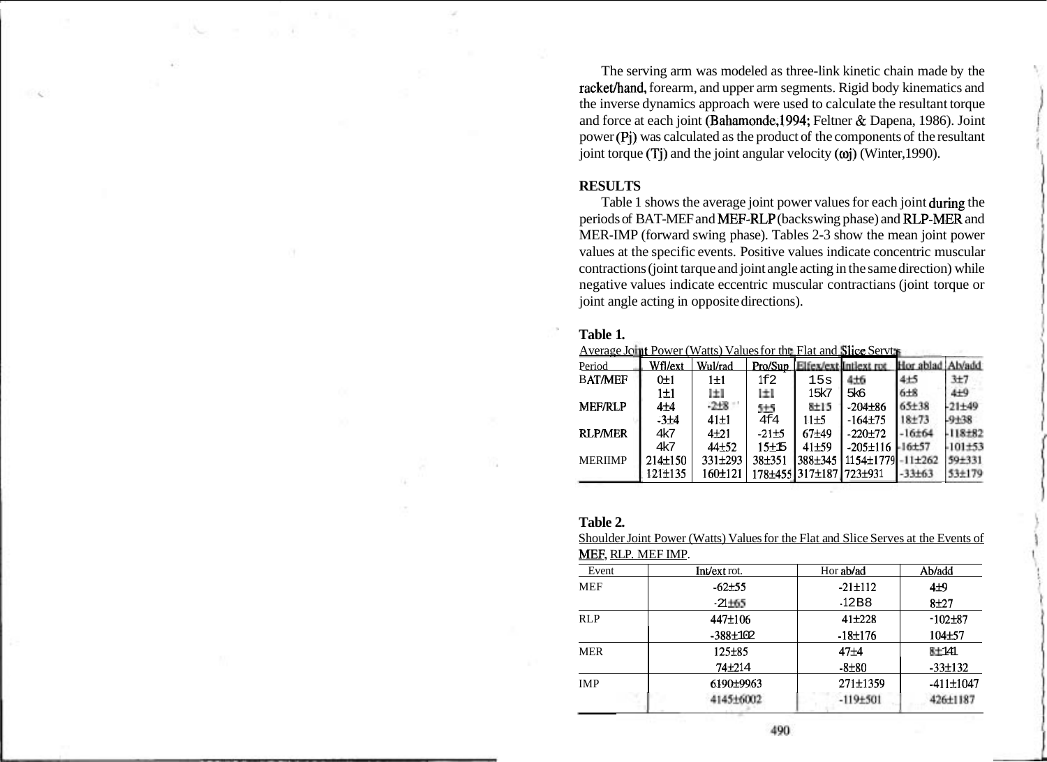The serving arm was modeled as three-link kinetic chain made by the racket/hand, forearm, and upper arm segments. Rigid body kinematics and the inverse dynamics approach were used to calculate the resultant torque and force at each joint (Bahamonde,1994; Feltner & Dapena, 1986). Joint power (Pj) was calculated as the product of the components of the resultant joint torque (Tj) and the joint angular velocity (ωj) (Winter,1990).

## RESULTS

Table 1 shows the average joint power values for each joint during the periods of BAT-MEF and MEF-RLP (backswing phase) and RLP-MER and MER-IMP (forward swing phase). Tables 2-3 show the mean joint power values at the specific events. Positive values indicate concentric muscular contractions (joint tarque and joint angle acting in the same direction) while negative values indicate eccentric muscular contractians (joint torque or joint angle acting in opposite directions).

**Table 1.**

Average Joint Power (Watts) Values for the Flat and Slice Serves

| Period | Wfl/ext | Wul/rad | Pro/Sup | Elfex/ext | Intlext rot | Hor ablad | Ab/add |
|---|---|---|---|---|---|---|---|
| BAT/MEF | 0±1 | 1±1 | 1f2 | 15s | 4±6 | 4±5 | 3±7 |
| | 1±1 | 1±1 | 1±1 | 15k7 | 5k6 | 6±8 | 4±9 |
| MEF/RLP | 4±4 | -2±8 | 5±5 | 8±15 | -204±86 | 65±38 | -21±49 |
| | -3±4 | 41±1 | 4f4 | 11±5 | -164±75 | 18±73 | -9±38 |
| RLP/MER | 4k7 | 4±21 | -21±5 | 67±49 | -220±72 | -16±64 | -118±82 |
| | 4k7 | 44±52 | 15±15 | 41±59 | -205±116 | -16±57 | -101±53 |
| MERIIMP | 214±150 | 331±293 | 38±351 | 388±345 | 1154±1779 | -11±262 | 59±331 |
| | 121±135 | 160±121 | 178±455 | 317±187 | 723±931 | -33±63 | 53±179 |

**Table 2.**

Shoulder Joint Power (Watts) Values for the Flat and Slice Serves at the Events of MEF, RLP. MEF IMP.

| Event | Int/ext rot. | Hor ab/ad | Ab/add |
|---|---|---|---|
| MEF | -62±55 | -21±112 | 4±9 |
| | -21±65 | -12B8 | 8±27 |
| RLP | 447±106 | 41±228 | -102±87 |
| | -388±102 | -18±176 | 104±57 |
| MER | 125±85 | 47±4 | 8±141 |
| | 74±214 | -8±80 | -33±132 |
| IMP | 6190±9963 | 271±1359 | -411±1047 |
| | 4145±6002 | -119±501 | 426±1187 |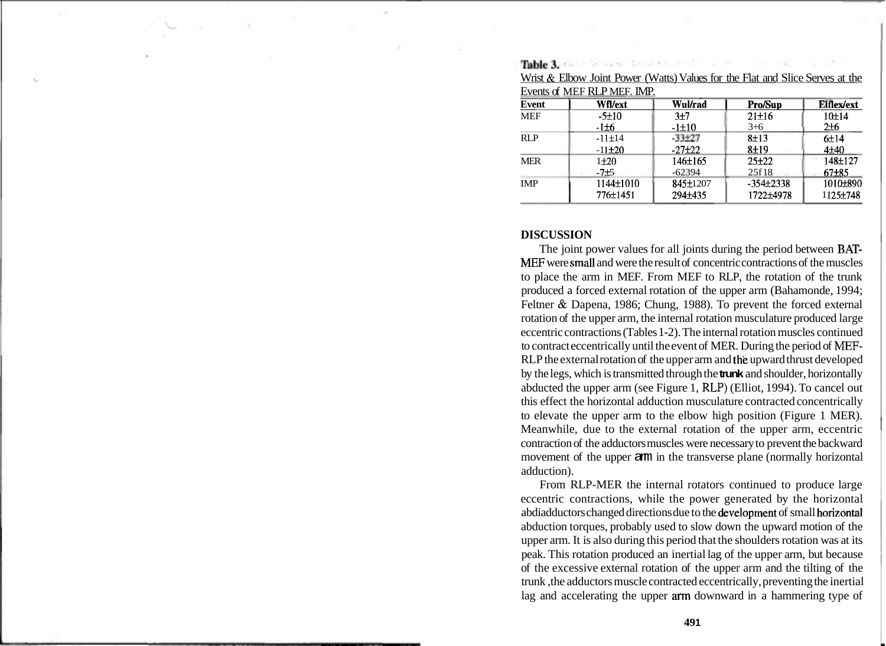**Table 3.**
Wrist & Elbow Joint Power (Watts) Values for the Flat and Slice Serves at the Events of MEF RLP MEF. IMP.

| Event | Wfl/ext | Wul/rad | Pro/Sup | Elflex/ext |
|---|---|---|---|---|
| MEF | -5±10 | 3±7 | 21±16 | 10±14 |
| | -1±6 | -1±10 | 3+6 | 2±6 |
| RLP | -11±14 | -33±27 | 8±13 | 6±14 |
| | -11±20 | -27±22 | 8±19 | 4±40 |
| MER | 1±20 | 146±165 | 25±22 | 148±127 |
| | -7±5 | -62394 | 25f18 | 67±85 |
| IMP | 1144±1010 | 845±1207 | -354±2338 | 1010±890 |
| | 776±1451 | 294±435 | 1722±4978 | 1125±748 |

## DISCUSSION

The joint power values for all joints during the period between BAT-MEF were small and were the result of concentric contractions of the muscles to place the arm in MEF. From MEF to RLP, the rotation of the trunk produced a forced external rotation of the upper arm (Bahamonde, 1994; Feltner & Dapena, 1986; Chung, 1988). To prevent the forced external rotation of the upper arm, the internal rotation musculature produced large eccentric contractions (Tables 1-2). The internal rotation muscles continued to contract eccentrically until the event of MER. During the period of MEF-RLP the external rotation of the upper arm and the upward thrust developed by the legs, which is transmitted through the trunk and shoulder, horizontally abducted the upper arm (see Figure 1, RLP) (Elliot, 1994). To cancel out this effect the horizontal adduction musculature contracted concentrically to elevate the upper arm to the elbow high position (Figure 1 MER). Meanwhile, due to the external rotation of the upper arm, eccentric contraction of the adductors muscles were necessary to prevent the backward movement of the upper arm in the transverse plane (normally horizontal adduction).

From RLP-MER the internal rotators continued to produce large eccentric contractions, while the power generated by the horizontal abdiadductors changed directions due to the development of small horizontal abduction torques, probably used to slow down the upward motion of the upper arm. It is also during this period that the shoulders rotation was at its peak. This rotation produced an inertial lag of the upper arm, but because of the excessive external rotation of the upper arm and the tilting of the trunk ,the adductors muscle contracted eccentrically, preventing the inertial lag and accelerating the upper arm downward in a hammering type of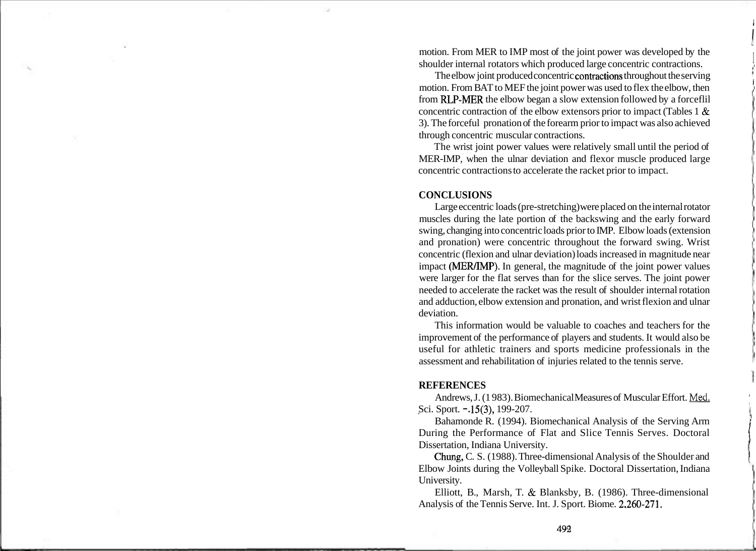motion. From MER to IMP most of the joint power was developed by the shoulder internal rotators which produced large concentric contractions.

The elbow joint produced concentric contractions throughout the serving motion. From BAT to MEF the joint power was used to flex the elbow, then from RLP-MER the elbow began a slow extension followed by a forceflil concentric contraction of the elbow extensors prior to impact (Tables 1 & 3). The forceful pronation of the forearm prior to impact was also achieved through concentric muscular contractions.

The wrist joint power values were relatively small until the period of MER-IMP, when the ulnar deviation and flexor muscle produced large concentric contractions to accelerate the racket prior to impact.

## CONCLUSIONS

Large eccentric loads (pre-stretching) were placed on the internal rotator muscles during the late portion of the backswing and the early forward swing, changing into concentric loads prior to IMP. Elbow loads (extension and pronation) were concentric throughout the forward swing. Wrist concentric (flexion and ulnar deviation) loads increased in magnitude near impact (MER/IMP). In general, the magnitude of the joint power values were larger for the flat serves than for the slice serves. The joint power needed to accelerate the racket was the result of shoulder internal rotation and adduction, elbow extension and pronation, and wrist flexion and ulnar deviation.

This information would be valuable to coaches and teachers for the improvement of the performance of players and students. It would also be useful for athletic trainers and sports medicine professionals in the assessment and rehabilitation of injuries related to the tennis serve.

## REFERENCES

Andrews, J. (1983). Biomechanical Measures of Muscular Effort. Med. Sci. Sport. -.15(3), 199-207.

Bahamonde R. (1994). Biomechanical Analysis of the Serving Arm During the Performance of Flat and Slice Tennis Serves. Doctoral Dissertation, Indiana University.

Chung, C. S. (1988). Three-dimensional Analysis of the Shoulder and Elbow Joints during the Volleyball Spike. Doctoral Dissertation, Indiana University.

Elliott, B., Marsh, T. & Blanksby, B. (1986). Three-dimensional Analysis of the Tennis Serve. Int. J. Sport. Biome. 2.260-271.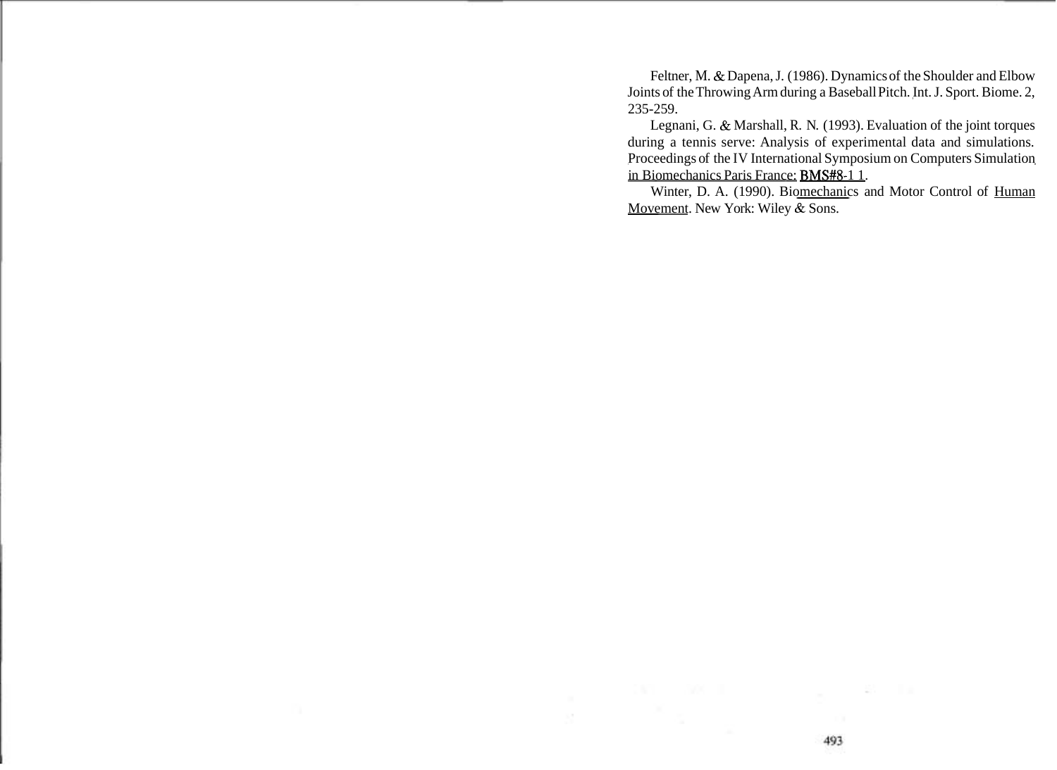Feltner, M. & Dapena, J. (1986). Dynamics of the Shoulder and Elbow Joints of the Throwing Arm during a Baseball Pitch. Int. J. Sport. Biome. 2, 235-259.

Legnani, G. & Marshall, R. N. (1993). Evaluation of the joint torques during a tennis serve: Analysis of experimental data and simulations. Proceedings of the IV International Symposium on Computers Simulation in Biomechanics Paris France: BMS#8-1 1.

Winter, D. A. (1990). Biomechanics and Motor Control of Human Movement. New York: Wiley & Sons.